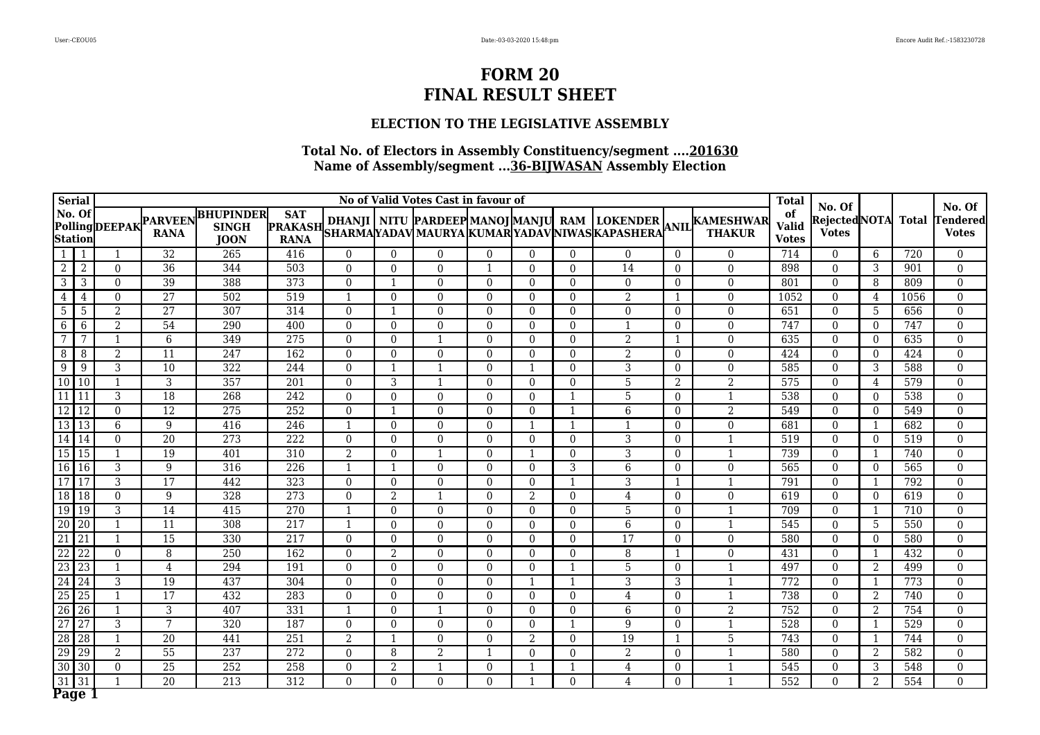# FORM 20
# FINAL RESULT SHEET

### ELECTION TO THE LEGISLATIVE ASSEMBLY

### Total No. of Electors in Assembly Constituency/segment ....201630
### Name of Assembly/segment ...36-BIJWASAN Assembly Election

| Serial | No. Of Polling Station | DEEPAK | PARVEEN RANA | BHUPINDER SINGH JOON | SAT PRAKASH RANA | DHANJI SHARMA | NITU YADAV | PARDEEP MAURYA | MANOJ KUMAR | MANJU YADAV | RAM NIWAS | LOKENDER KAPASHERA | ANIL | KAMESHWAR THAKUR | Total of Valid Votes | No. Of Rejected Votes | NOTA | Total | No. Of Tendered Votes |
|---|---|---|---|---|---|---|---|---|---|---|---|---|---|---|---|---|---|---|---|
| | | No of Valid Votes Cast in favour of | | | | | | | | | | | | | | | | | |
| 1 | 1 | 1 | 32 | 265 | 416 | 0 | 0 | 0 | 0 | 0 | 0 | 0 | 0 | 0 | 714 | 0 | 6 | 720 | 0 |
| 2 | 2 | 0 | 36 | 344 | 503 | 0 | 0 | 0 | 1 | 0 | 0 | 14 | 0 | 0 | 898 | 0 | 3 | 901 | 0 |
| 3 | 3 | 0 | 39 | 388 | 373 | 0 | 1 | 0 | 0 | 0 | 0 | 0 | 0 | 0 | 801 | 0 | 8 | 809 | 0 |
| 4 | 4 | 0 | 27 | 502 | 519 | 1 | 0 | 0 | 0 | 0 | 0 | 2 | 1 | 0 | 1052 | 0 | 4 | 1056 | 0 |
| 5 | 5 | 2 | 27 | 307 | 314 | 0 | 1 | 0 | 0 | 0 | 0 | 0 | 0 | 0 | 651 | 0 | 5 | 656 | 0 |
| 6 | 6 | 2 | 54 | 290 | 400 | 0 | 0 | 0 | 0 | 0 | 0 | 1 | 0 | 0 | 747 | 0 | 0 | 747 | 0 |
| 7 | 7 | 1 | 6 | 349 | 275 | 0 | 0 | 1 | 0 | 0 | 0 | 2 | 1 | 0 | 635 | 0 | 0 | 635 | 0 |
| 8 | 8 | 2 | 11 | 247 | 162 | 0 | 0 | 0 | 0 | 0 | 0 | 2 | 0 | 0 | 424 | 0 | 0 | 424 | 0 |
| 9 | 9 | 3 | 10 | 322 | 244 | 0 | 1 | 1 | 0 | 1 | 0 | 3 | 0 | 0 | 585 | 0 | 3 | 588 | 0 |
| 10 | 10 | 1 | 3 | 357 | 201 | 0 | 3 | 1 | 0 | 0 | 0 | 5 | 2 | 2 | 575 | 0 | 4 | 579 | 0 |
| 11 | 11 | 3 | 18 | 268 | 242 | 0 | 0 | 0 | 0 | 0 | 1 | 5 | 0 | 1 | 538 | 0 | 0 | 538 | 0 |
| 12 | 12 | 0 | 12 | 275 | 252 | 0 | 1 | 0 | 0 | 0 | 1 | 6 | 0 | 2 | 549 | 0 | 0 | 549 | 0 |
| 13 | 13 | 6 | 9 | 416 | 246 | 1 | 0 | 0 | 0 | 1 | 1 | 1 | 0 | 0 | 681 | 0 | 1 | 682 | 0 |
| 14 | 14 | 0 | 20 | 273 | 222 | 0 | 0 | 0 | 0 | 0 | 0 | 3 | 0 | 1 | 519 | 0 | 0 | 519 | 0 |
| 15 | 15 | 1 | 19 | 401 | 310 | 2 | 0 | 1 | 0 | 1 | 0 | 3 | 0 | 1 | 739 | 0 | 1 | 740 | 0 |
| 16 | 16 | 3 | 9 | 316 | 226 | 1 | 1 | 0 | 0 | 0 | 3 | 6 | 0 | 0 | 565 | 0 | 0 | 565 | 0 |
| 17 | 17 | 3 | 17 | 442 | 323 | 0 | 0 | 0 | 0 | 0 | 1 | 3 | 1 | 1 | 791 | 0 | 1 | 792 | 0 |
| 18 | 18 | 0 | 9 | 328 | 273 | 0 | 2 | 1 | 0 | 2 | 0 | 4 | 0 | 0 | 619 | 0 | 0 | 619 | 0 |
| 19 | 19 | 3 | 14 | 415 | 270 | 1 | 0 | 0 | 0 | 0 | 0 | 5 | 0 | 1 | 709 | 0 | 1 | 710 | 0 |
| 20 | 20 | 1 | 11 | 308 | 217 | 1 | 0 | 0 | 0 | 0 | 0 | 6 | 0 | 1 | 545 | 0 | 5 | 550 | 0 |
| 21 | 21 | 1 | 15 | 330 | 217 | 0 | 0 | 0 | 0 | 0 | 0 | 17 | 0 | 0 | 580 | 0 | 0 | 580 | 0 |
| 22 | 22 | 0 | 8 | 250 | 162 | 0 | 2 | 0 | 0 | 0 | 0 | 8 | 1 | 0 | 431 | 0 | 1 | 432 | 0 |
| 23 | 23 | 1 | 4 | 294 | 191 | 0 | 0 | 0 | 0 | 0 | 1 | 5 | 0 | 1 | 497 | 0 | 2 | 499 | 0 |
| 24 | 24 | 3 | 19 | 437 | 304 | 0 | 0 | 0 | 0 | 1 | 1 | 3 | 3 | 1 | 772 | 0 | 1 | 773 | 0 |
| 25 | 25 | 1 | 17 | 432 | 283 | 0 | 0 | 0 | 0 | 0 | 0 | 4 | 0 | 1 | 738 | 0 | 2 | 740 | 0 |
| 26 | 26 | 1 | 3 | 407 | 331 | 1 | 0 | 1 | 0 | 0 | 0 | 6 | 0 | 2 | 752 | 0 | 2 | 754 | 0 |
| 27 | 27 | 3 | 7 | 320 | 187 | 0 | 0 | 0 | 0 | 0 | 1 | 9 | 0 | 1 | 528 | 0 | 1 | 529 | 0 |
| 28 | 28 | 1 | 20 | 441 | 251 | 2 | 1 | 0 | 0 | 2 | 0 | 19 | 1 | 5 | 743 | 0 | 1 | 744 | 0 |
| 29 | 29 | 2 | 55 | 237 | 272 | 0 | 8 | 2 | 1 | 0 | 0 | 2 | 0 | 1 | 580 | 0 | 2 | 582 | 0 |
| 30 | 30 | 0 | 25 | 252 | 258 | 0 | 2 | 1 | 0 | 1 | 1 | 4 | 0 | 1 | 545 | 0 | 3 | 548 | 0 |
| 31 | 31 | 1 | 20 | 213 | 312 | 0 | 0 | 0 | 0 | 1 | 0 | 4 | 0 | 1 | 552 | 0 | 2 | 554 | 0 |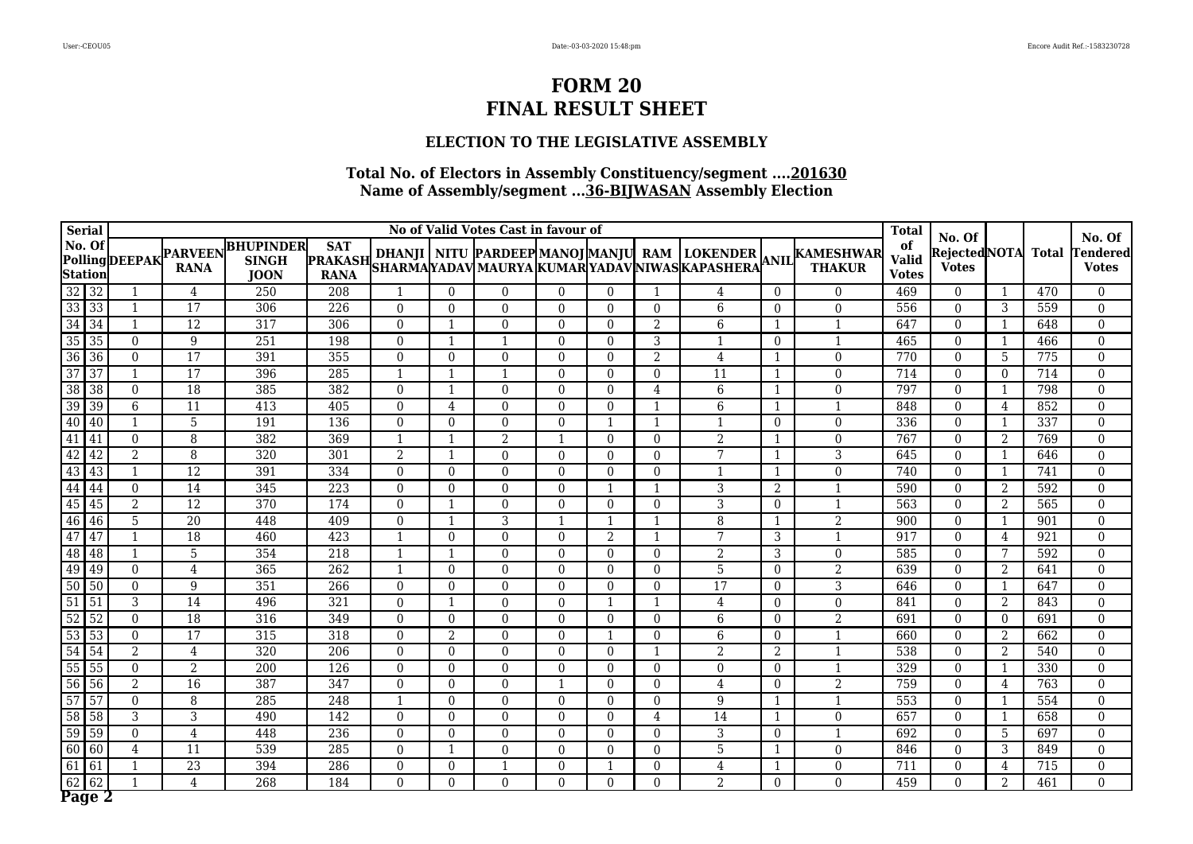# FORM 20
# FINAL RESULT SHEET

### ELECTION TO THE LEGISLATIVE ASSEMBLY

### Total No. of Electors in Assembly Constituency/segment ....201630
### Name of Assembly/segment ...36-BIJWASAN Assembly Election

| Serial No. Of Polling Station | | No of Valid Votes Cast in favour of | | | | | | | | | | | | | | Total of Valid Votes | No. Of Rejected Votes | NOTA | Total | No. Of Tendered Votes |
|---|---|---|---|---|---|---|---|---|---|---|---|---|---|---|---|---|---|---|---|---|
| | | DEEPAK | PARVEEN RANA | BHUPINDER SINGH JOON | SAT PRAKASH RANA | DHANJI SHARMA | NITU YADAV | PARDEEP MAURYA | MANOJ KUMAR | MANJU YADAV | RAM NIWAS | LOKENDER KAPASHERA | ANIL | KAMESHWAR THAKUR | | | | | | |
| 32 | 32 | 1 | 4 | 250 | 208 | 1 | 0 | 0 | 0 | 0 | 1 | 4 | 0 | 0 | | 469 | 0 | 1 | 470 | 0 |
| 33 | 33 | 1 | 17 | 306 | 226 | 0 | 0 | 0 | 0 | 0 | 0 | 6 | 0 | 0 | | 556 | 0 | 3 | 559 | 0 |
| 34 | 34 | 1 | 12 | 317 | 306 | 0 | 1 | 0 | 0 | 0 | 2 | 6 | 1 | 1 | | 647 | 0 | 1 | 648 | 0 |
| 35 | 35 | 0 | 9 | 251 | 198 | 0 | 1 | 1 | 0 | 0 | 3 | 1 | 0 | 1 | | 465 | 0 | 1 | 466 | 0 |
| 36 | 36 | 0 | 17 | 391 | 355 | 0 | 0 | 0 | 0 | 0 | 2 | 4 | 1 | 0 | | 770 | 0 | 5 | 775 | 0 |
| 37 | 37 | 1 | 17 | 396 | 285 | 1 | 1 | 1 | 0 | 0 | 0 | 11 | 1 | 0 | | 714 | 0 | 0 | 714 | 0 |
| 38 | 38 | 0 | 18 | 385 | 382 | 0 | 1 | 0 | 0 | 0 | 4 | 6 | 1 | 0 | | 797 | 0 | 1 | 798 | 0 |
| 39 | 39 | 6 | 11 | 413 | 405 | 0 | 4 | 0 | 0 | 0 | 1 | 6 | 1 | 1 | | 848 | 0 | 4 | 852 | 0 |
| 40 | 40 | 1 | 5 | 191 | 136 | 0 | 0 | 0 | 0 | 1 | 1 | 1 | 0 | 0 | | 336 | 0 | 1 | 337 | 0 |
| 41 | 41 | 0 | 8 | 382 | 369 | 1 | 1 | 2 | 1 | 0 | 0 | 2 | 1 | 0 | | 767 | 0 | 2 | 769 | 0 |
| 42 | 42 | 2 | 8 | 320 | 301 | 2 | 1 | 0 | 0 | 0 | 0 | 7 | 1 | 3 | | 645 | 0 | 1 | 646 | 0 |
| 43 | 43 | 1 | 12 | 391 | 334 | 0 | 0 | 0 | 0 | 0 | 0 | 1 | 1 | 0 | | 740 | 0 | 1 | 741 | 0 |
| 44 | 44 | 0 | 14 | 345 | 223 | 0 | 0 | 0 | 0 | 1 | 1 | 3 | 2 | 1 | | 590 | 0 | 2 | 592 | 0 |
| 45 | 45 | 2 | 12 | 370 | 174 | 0 | 1 | 0 | 0 | 0 | 0 | 3 | 0 | 1 | | 563 | 0 | 2 | 565 | 0 |
| 46 | 46 | 5 | 20 | 448 | 409 | 0 | 1 | 3 | 1 | 1 | 1 | 8 | 1 | 2 | | 900 | 0 | 1 | 901 | 0 |
| 47 | 47 | 1 | 18 | 460 | 423 | 1 | 0 | 0 | 0 | 2 | 1 | 7 | 3 | 1 | | 917 | 0 | 4 | 921 | 0 |
| 48 | 48 | 1 | 5 | 354 | 218 | 1 | 1 | 0 | 0 | 0 | 0 | 2 | 3 | 0 | | 585 | 0 | 7 | 592 | 0 |
| 49 | 49 | 0 | 4 | 365 | 262 | 1 | 0 | 0 | 0 | 0 | 0 | 5 | 0 | 2 | | 639 | 0 | 2 | 641 | 0 |
| 50 | 50 | 0 | 9 | 351 | 266 | 0 | 0 | 0 | 0 | 0 | 0 | 17 | 0 | 3 | | 646 | 0 | 1 | 647 | 0 |
| 51 | 51 | 3 | 14 | 496 | 321 | 0 | 1 | 0 | 0 | 1 | 1 | 4 | 0 | 0 | | 841 | 0 | 2 | 843 | 0 |
| 52 | 52 | 0 | 18 | 316 | 349 | 0 | 0 | 0 | 0 | 0 | 0 | 6 | 0 | 2 | | 691 | 0 | 0 | 691 | 0 |
| 53 | 53 | 0 | 17 | 315 | 318 | 0 | 2 | 0 | 0 | 1 | 0 | 6 | 0 | 1 | | 660 | 0 | 2 | 662 | 0 |
| 54 | 54 | 2 | 4 | 320 | 206 | 0 | 0 | 0 | 0 | 0 | 1 | 2 | 2 | 1 | | 538 | 0 | 2 | 540 | 0 |
| 55 | 55 | 0 | 2 | 200 | 126 | 0 | 0 | 0 | 0 | 0 | 0 | 0 | 0 | 1 | | 329 | 0 | 1 | 330 | 0 |
| 56 | 56 | 2 | 16 | 387 | 347 | 0 | 0 | 0 | 1 | 0 | 0 | 4 | 0 | 2 | | 759 | 0 | 4 | 763 | 0 |
| 57 | 57 | 0 | 8 | 285 | 248 | 1 | 0 | 0 | 0 | 0 | 0 | 9 | 1 | 1 | | 553 | 0 | 1 | 554 | 0 |
| 58 | 58 | 3 | 3 | 490 | 142 | 0 | 0 | 0 | 0 | 0 | 4 | 14 | 1 | 0 | | 657 | 0 | 1 | 658 | 0 |
| 59 | 59 | 0 | 4 | 448 | 236 | 0 | 0 | 0 | 0 | 0 | 0 | 3 | 0 | 1 | | 692 | 0 | 5 | 697 | 0 |
| 60 | 60 | 4 | 11 | 539 | 285 | 0 | 1 | 0 | 0 | 0 | 0 | 5 | 1 | 0 | | 846 | 0 | 3 | 849 | 0 |
| 61 | 61 | 1 | 23 | 394 | 286 | 0 | 0 | 1 | 0 | 1 | 0 | 4 | 1 | 0 | | 711 | 0 | 4 | 715 | 0 |
| 62 | 62 | 1 | 4 | 268 | 184 | 0 | 0 | 0 | 0 | 0 | 0 | 2 | 0 | 0 | | 459 | 0 | 2 | 461 | 0 |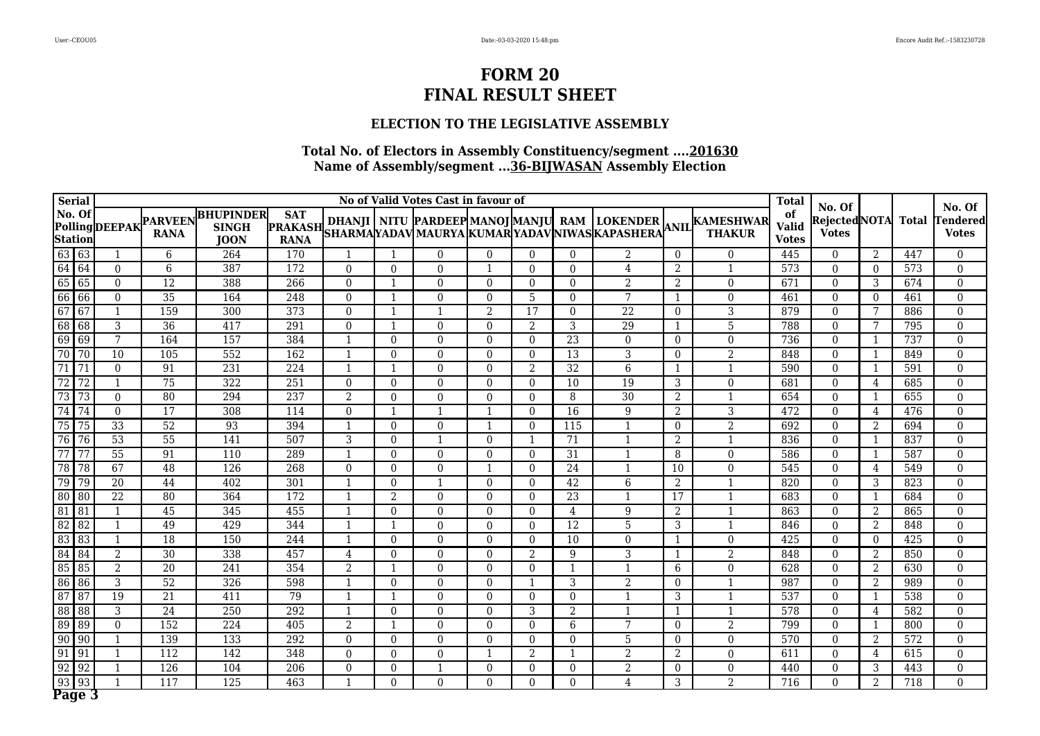# FORM 20
# FINAL RESULT SHEET

### ELECTION TO THE LEGISLATIVE ASSEMBLY

### Total No. of Electors in Assembly Constituency/segment ....201630
### Name of Assembly/segment ...36-BIJWASAN Assembly Election

| Serial | No. Of Polling Station | DEEPAK | PARVEEN RANA | BHUPINDER SINGH JOON | SAT PRAKASH RANA | DHANJI SHARMA | NITU YADAV | PARDEEP MAURYA | MANOJ KUMAR | MANJU YADAV | RAM NIWAS | LOKENDER KAPASHERA | ANIL | KAMESHWAR THAKUR | Total of Valid Votes | No. Of Rejected Votes | NOTA | Total | No. Of Tendered Votes |
|---|---|---|---|---|---|---|---|---|---|---|---|---|---|---|---|---|---|---|---|
| 63 | 63 | 1 | 6 | 264 | 170 | 1 | 1 | 0 | 0 | 0 | 0 | 2 | 0 | 0 | 445 | 0 | 2 | 447 | 0 |
| 64 | 64 | 0 | 6 | 387 | 172 | 0 | 0 | 0 | 1 | 0 | 0 | 4 | 2 | 1 | 573 | 0 | 0 | 573 | 0 |
| 65 | 65 | 0 | 12 | 388 | 266 | 0 | 1 | 0 | 0 | 0 | 0 | 2 | 2 | 0 | 671 | 0 | 3 | 674 | 0 |
| 66 | 66 | 0 | 35 | 164 | 248 | 0 | 1 | 0 | 0 | 5 | 0 | 7 | 1 | 0 | 461 | 0 | 0 | 461 | 0 |
| 67 | 67 | 1 | 159 | 300 | 373 | 0 | 1 | 1 | 2 | 17 | 0 | 22 | 0 | 3 | 879 | 0 | 7 | 886 | 0 |
| 68 | 68 | 3 | 36 | 417 | 291 | 0 | 1 | 0 | 0 | 2 | 3 | 29 | 1 | 5 | 788 | 0 | 7 | 795 | 0 |
| 69 | 69 | 7 | 164 | 157 | 384 | 1 | 0 | 0 | 0 | 0 | 23 | 0 | 0 | 0 | 736 | 0 | 1 | 737 | 0 |
| 70 | 70 | 10 | 105 | 552 | 162 | 1 | 0 | 0 | 0 | 0 | 13 | 3 | 0 | 2 | 848 | 0 | 1 | 849 | 0 |
| 71 | 71 | 0 | 91 | 231 | 224 | 1 | 1 | 0 | 0 | 2 | 32 | 6 | 1 | 1 | 590 | 0 | 1 | 591 | 0 |
| 72 | 72 | 1 | 75 | 322 | 251 | 0 | 0 | 0 | 0 | 0 | 10 | 19 | 3 | 0 | 681 | 0 | 4 | 685 | 0 |
| 73 | 73 | 0 | 80 | 294 | 237 | 2 | 0 | 0 | 0 | 0 | 8 | 30 | 2 | 1 | 654 | 0 | 1 | 655 | 0 |
| 74 | 74 | 0 | 17 | 308 | 114 | 0 | 1 | 1 | 1 | 0 | 16 | 9 | 2 | 3 | 472 | 0 | 4 | 476 | 0 |
| 75 | 75 | 33 | 52 | 93 | 394 | 1 | 0 | 0 | 1 | 0 | 115 | 1 | 0 | 2 | 692 | 0 | 2 | 694 | 0 |
| 76 | 76 | 53 | 55 | 141 | 507 | 3 | 0 | 1 | 0 | 1 | 71 | 1 | 2 | 1 | 836 | 0 | 1 | 837 | 0 |
| 77 | 77 | 55 | 91 | 110 | 289 | 1 | 0 | 0 | 0 | 0 | 31 | 1 | 8 | 0 | 586 | 0 | 1 | 587 | 0 |
| 78 | 78 | 67 | 48 | 126 | 268 | 0 | 0 | 0 | 1 | 0 | 24 | 1 | 10 | 0 | 545 | 0 | 4 | 549 | 0 |
| 79 | 79 | 20 | 44 | 402 | 301 | 1 | 0 | 1 | 0 | 0 | 42 | 6 | 2 | 1 | 820 | 0 | 3 | 823 | 0 |
| 80 | 80 | 22 | 80 | 364 | 172 | 1 | 2 | 0 | 0 | 0 | 23 | 1 | 17 | 1 | 683 | 0 | 1 | 684 | 0 |
| 81 | 81 | 1 | 45 | 345 | 455 | 1 | 0 | 0 | 0 | 0 | 4 | 9 | 2 | 1 | 863 | 0 | 2 | 865 | 0 |
| 82 | 82 | 1 | 49 | 429 | 344 | 1 | 1 | 0 | 0 | 0 | 12 | 5 | 3 | 1 | 846 | 0 | 2 | 848 | 0 |
| 83 | 83 | 1 | 18 | 150 | 244 | 1 | 0 | 0 | 0 | 0 | 10 | 0 | 1 | 0 | 425 | 0 | 0 | 425 | 0 |
| 84 | 84 | 2 | 30 | 338 | 457 | 4 | 0 | 0 | 0 | 2 | 9 | 3 | 1 | 2 | 848 | 0 | 2 | 850 | 0 |
| 85 | 85 | 2 | 20 | 241 | 354 | 2 | 1 | 0 | 0 | 0 | 1 | 1 | 6 | 0 | 628 | 0 | 2 | 630 | 0 |
| 86 | 86 | 3 | 52 | 326 | 598 | 1 | 0 | 0 | 0 | 1 | 3 | 2 | 0 | 1 | 987 | 0 | 2 | 989 | 0 |
| 87 | 87 | 19 | 21 | 411 | 79 | 1 | 1 | 0 | 0 | 0 | 0 | 1 | 3 | 1 | 537 | 0 | 1 | 538 | 0 |
| 88 | 88 | 3 | 24 | 250 | 292 | 1 | 0 | 0 | 0 | 3 | 2 | 1 | 1 | 1 | 578 | 0 | 4 | 582 | 0 |
| 89 | 89 | 0 | 152 | 224 | 405 | 2 | 1 | 0 | 0 | 0 | 6 | 7 | 0 | 2 | 799 | 0 | 1 | 800 | 0 |
| 90 | 90 | 1 | 139 | 133 | 292 | 0 | 0 | 0 | 0 | 0 | 0 | 5 | 0 | 0 | 570 | 0 | 2 | 572 | 0 |
| 91 | 91 | 1 | 112 | 142 | 348 | 0 | 0 | 0 | 1 | 2 | 1 | 2 | 2 | 0 | 611 | 0 | 4 | 615 | 0 |
| 92 | 92 | 1 | 126 | 104 | 206 | 0 | 0 | 1 | 0 | 0 | 0 | 2 | 0 | 0 | 440 | 0 | 3 | 443 | 0 |
| 93 | 93 | 1 | 117 | 125 | 463 | 1 | 0 | 0 | 0 | 0 | 0 | 4 | 3 | 2 | 716 | 0 | 2 | 718 | 0 |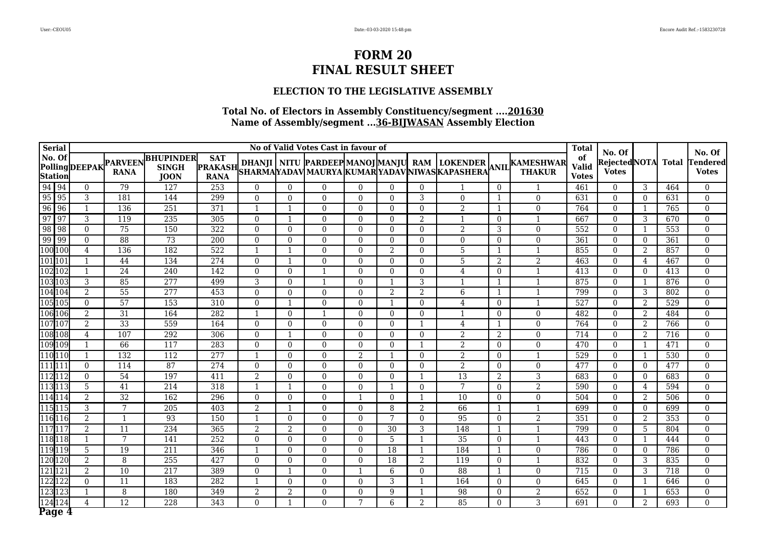# FORM 20
# FINAL RESULT SHEET

### ELECTION TO THE LEGISLATIVE ASSEMBLY

### Total No. of Electors in Assembly Constituency/segment ....201630
### Name of Assembly/segment ...36-BIJWASAN Assembly Election

| Serial No. Of Polling Station | | No of Valid Votes Cast in favour of | | | | | | | | | | | | | Total of Valid Votes | No. Of Rejected Votes | NOTA | Total | No. Of Tendered Votes |
|---|---|---|---|---|---|---|---|---|---|---|---|---|---|---|---|---|---|---|---|
| | | DEEPAK | PARVEEN RANA | BHUPINDER SINGH JOON | SAT PRAKASH RANA | DHANJI SHARMA | NITU YADAV | PARDEEP MAURYA | MANOJ KUMAR | MANJU YADAV | RAM NIWAS | LOKENDER KAPASHERA | ANIL | KAMESHWAR THAKUR | | | | | |
| 94 | 94 | 0 | 79 | 127 | 253 | 0 | 0 | 0 | 0 | 0 | 0 | 1 | 0 | 1 | 461 | 0 | 3 | 464 | 0 |
| 95 | 95 | 3 | 181 | 144 | 299 | 0 | 0 | 0 | 0 | 0 | 3 | 0 | 1 | 0 | 631 | 0 | 0 | 631 | 0 |
| 96 | 96 | 1 | 136 | 251 | 371 | 1 | 1 | 0 | 0 | 0 | 0 | 2 | 1 | 0 | 764 | 0 | 1 | 765 | 0 |
| 97 | 97 | 3 | 119 | 235 | 305 | 0 | 1 | 0 | 0 | 0 | 2 | 1 | 0 | 1 | 667 | 0 | 3 | 670 | 0 |
| 98 | 98 | 0 | 75 | 150 | 322 | 0 | 0 | 0 | 0 | 0 | 0 | 2 | 3 | 0 | 552 | 0 | 1 | 553 | 0 |
| 99 | 99 | 0 | 88 | 73 | 200 | 0 | 0 | 0 | 0 | 0 | 0 | 0 | 0 | 0 | 361 | 0 | 0 | 361 | 0 |
| 100 | 100 | 4 | 136 | 182 | 522 | 1 | 1 | 0 | 0 | 2 | 0 | 5 | 1 | 1 | 855 | 0 | 2 | 857 | 0 |
| 101 | 101 | 1 | 44 | 134 | 274 | 0 | 1 | 0 | 0 | 0 | 0 | 5 | 2 | 2 | 463 | 0 | 4 | 467 | 0 |
| 102 | 102 | 1 | 24 | 240 | 142 | 0 | 0 | 1 | 0 | 0 | 0 | 4 | 0 | 1 | 413 | 0 | 0 | 413 | 0 |
| 103 | 103 | 3 | 85 | 277 | 499 | 3 | 0 | 1 | 0 | 1 | 3 | 1 | 1 | 1 | 875 | 0 | 1 | 876 | 0 |
| 104 | 104 | 2 | 55 | 277 | 453 | 0 | 0 | 0 | 0 | 2 | 2 | 6 | 1 | 1 | 799 | 0 | 3 | 802 | 0 |
| 105 | 105 | 0 | 57 | 153 | 310 | 0 | 1 | 0 | 0 | 1 | 0 | 4 | 0 | 1 | 527 | 0 | 2 | 529 | 0 |
| 106 | 106 | 2 | 31 | 164 | 282 | 1 | 0 | 1 | 0 | 0 | 0 | 1 | 0 | 0 | 482 | 0 | 2 | 484 | 0 |
| 107 | 107 | 2 | 33 | 559 | 164 | 0 | 0 | 0 | 0 | 0 | 1 | 4 | 1 | 0 | 764 | 0 | 2 | 766 | 0 |
| 108 | 108 | 4 | 107 | 292 | 306 | 0 | 1 | 0 | 0 | 0 | 0 | 2 | 2 | 0 | 714 | 0 | 2 | 716 | 0 |
| 109 | 109 | 1 | 66 | 117 | 283 | 0 | 0 | 0 | 0 | 0 | 1 | 2 | 0 | 0 | 470 | 0 | 1 | 471 | 0 |
| 110 | 110 | 1 | 132 | 112 | 277 | 1 | 0 | 0 | 2 | 1 | 0 | 2 | 0 | 1 | 529 | 0 | 1 | 530 | 0 |
| 111 | 111 | 0 | 114 | 87 | 274 | 0 | 0 | 0 | 0 | 0 | 0 | 2 | 0 | 0 | 477 | 0 | 0 | 477 | 0 |
| 112 | 112 | 0 | 54 | 197 | 411 | 2 | 0 | 0 | 0 | 0 | 1 | 13 | 2 | 3 | 683 | 0 | 0 | 683 | 0 |
| 113 | 113 | 5 | 41 | 214 | 318 | 1 | 1 | 0 | 0 | 1 | 0 | 7 | 0 | 2 | 590 | 0 | 4 | 594 | 0 |
| 114 | 114 | 2 | 32 | 162 | 296 | 0 | 0 | 0 | 1 | 0 | 1 | 10 | 0 | 0 | 504 | 0 | 2 | 506 | 0 |
| 115 | 115 | 3 | 7 | 205 | 403 | 2 | 1 | 0 | 0 | 8 | 2 | 66 | 1 | 1 | 699 | 0 | 0 | 699 | 0 |
| 116 | 116 | 2 | 1 | 93 | 150 | 1 | 0 | 0 | 0 | 7 | 0 | 95 | 0 | 2 | 351 | 0 | 2 | 353 | 0 |
| 117 | 117 | 2 | 11 | 234 | 365 | 2 | 2 | 0 | 0 | 30 | 3 | 148 | 1 | 1 | 799 | 0 | 5 | 804 | 0 |
| 118 | 118 | 1 | 7 | 141 | 252 | 0 | 0 | 0 | 0 | 5 | 1 | 35 | 0 | 1 | 443 | 0 | 1 | 444 | 0 |
| 119 | 119 | 5 | 19 | 211 | 346 | 1 | 0 | 0 | 0 | 18 | 1 | 184 | 1 | 0 | 786 | 0 | 0 | 786 | 0 |
| 120 | 120 | 2 | 8 | 255 | 427 | 0 | 0 | 0 | 0 | 18 | 2 | 119 | 0 | 1 | 832 | 0 | 3 | 835 | 0 |
| 121 | 121 | 2 | 10 | 217 | 389 | 0 | 1 | 0 | 1 | 6 | 0 | 88 | 1 | 0 | 715 | 0 | 3 | 718 | 0 |
| 122 | 122 | 0 | 11 | 183 | 282 | 1 | 0 | 0 | 0 | 3 | 1 | 164 | 0 | 0 | 645 | 0 | 1 | 646 | 0 |
| 123 | 123 | 1 | 8 | 180 | 349 | 2 | 2 | 0 | 0 | 9 | 1 | 98 | 0 | 2 | 652 | 0 | 1 | 653 | 0 |
| 124 | 124 | 4 | 12 | 228 | 343 | 0 | 1 | 0 | 7 | 6 | 2 | 85 | 0 | 3 | 691 | 0 | 2 | 693 | 0 |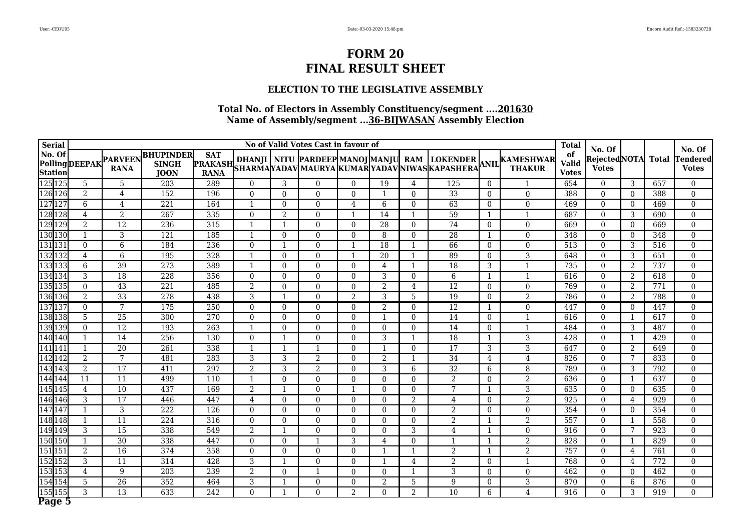# FORM 20
# FINAL RESULT SHEET

### ELECTION TO THE LEGISLATIVE ASSEMBLY

### Total No. of Electors in Assembly Constituency/segment ....201630
### Name of Assembly/segment ...36-BIJWASAN Assembly Election

| Serial No. Of Polling Station | | DEEPAK | PARVEEN RANA | BHUPINDER SINGH JOON | SAT PRAKASH RANA | DHANJI SHARMA | NITU YADAV | PARDEEP MAURYA | MANOJ KUMAR | MANJU YADAV | RAM NIWAS | LOKENDER KAPASHERA | ANIL | KAMESHWAR THAKUR | Total of Valid Votes | No. Of Rejected Votes | NOTA | Total | No. Of Tendered Votes |
|---|---|---|---|---|---|---|---|---|---|---|---|---|---|---|---|---|---|---|---|
| 125 | 125 | 5 | 5 | 203 | 289 | 0 | 3 | 0 | 0 | 19 | 4 | 125 | 0 | 1 | 654 | 0 | 3 | 657 | 0 |
| 126 | 126 | 2 | 4 | 152 | 196 | 0 | 0 | 0 | 0 | 1 | 0 | 33 | 0 | 0 | 388 | 0 | 0 | 388 | 0 |
| 127 | 127 | 6 | 4 | 221 | 164 | 1 | 0 | 0 | 4 | 6 | 0 | 63 | 0 | 0 | 469 | 0 | 0 | 469 | 0 |
| 128 | 128 | 4 | 2 | 267 | 335 | 0 | 2 | 0 | 1 | 14 | 1 | 59 | 1 | 1 | 687 | 0 | 3 | 690 | 0 |
| 129 | 129 | 2 | 12 | 236 | 315 | 1 | 1 | 0 | 0 | 28 | 0 | 74 | 0 | 0 | 669 | 0 | 0 | 669 | 0 |
| 130 | 130 | 1 | 3 | 121 | 185 | 1 | 0 | 0 | 0 | 8 | 0 | 28 | 1 | 0 | 348 | 0 | 0 | 348 | 0 |
| 131 | 131 | 0 | 6 | 184 | 236 | 0 | 1 | 0 | 1 | 18 | 1 | 66 | 0 | 0 | 513 | 0 | 3 | 516 | 0 |
| 132 | 132 | 4 | 6 | 195 | 328 | 1 | 0 | 0 | 1 | 20 | 1 | 89 | 0 | 3 | 648 | 0 | 3 | 651 | 0 |
| 133 | 133 | 6 | 39 | 273 | 389 | 1 | 0 | 0 | 0 | 4 | 1 | 18 | 3 | 1 | 735 | 0 | 2 | 737 | 0 |
| 134 | 134 | 3 | 18 | 228 | 356 | 0 | 0 | 0 | 0 | 3 | 0 | 6 | 1 | 1 | 616 | 0 | 2 | 618 | 0 |
| 135 | 135 | 0 | 43 | 221 | 485 | 2 | 0 | 0 | 0 | 2 | 4 | 12 | 0 | 0 | 769 | 0 | 2 | 771 | 0 |
| 136 | 136 | 2 | 33 | 278 | 438 | 3 | 1 | 0 | 2 | 3 | 5 | 19 | 0 | 2 | 786 | 0 | 2 | 788 | 0 |
| 137 | 137 | 0 | 7 | 175 | 250 | 0 | 0 | 0 | 0 | 2 | 0 | 12 | 1 | 0 | 447 | 0 | 0 | 447 | 0 |
| 138 | 138 | 5 | 25 | 300 | 270 | 0 | 0 | 0 | 0 | 1 | 0 | 14 | 0 | 1 | 616 | 0 | 1 | 617 | 0 |
| 139 | 139 | 0 | 12 | 193 | 263 | 1 | 0 | 0 | 0 | 0 | 0 | 14 | 0 | 1 | 484 | 0 | 3 | 487 | 0 |
| 140 | 140 | 1 | 14 | 256 | 130 | 0 | 1 | 0 | 0 | 3 | 1 | 18 | 1 | 3 | 428 | 0 | 1 | 429 | 0 |
| 141 | 141 | 1 | 20 | 261 | 338 | 1 | 1 | 1 | 0 | 1 | 0 | 17 | 3 | 3 | 647 | 0 | 2 | 649 | 0 |
| 142 | 142 | 2 | 7 | 481 | 283 | 3 | 3 | 2 | 0 | 2 | 1 | 34 | 4 | 4 | 826 | 0 | 7 | 833 | 0 |
| 143 | 143 | 2 | 17 | 411 | 297 | 2 | 3 | 2 | 0 | 3 | 6 | 32 | 6 | 8 | 789 | 0 | 3 | 792 | 0 |
| 144 | 144 | 11 | 11 | 499 | 110 | 1 | 0 | 0 | 0 | 0 | 0 | 2 | 0 | 2 | 636 | 0 | 1 | 637 | 0 |
| 145 | 145 | 4 | 10 | 437 | 169 | 2 | 1 | 0 | 1 | 0 | 0 | 7 | 1 | 3 | 635 | 0 | 0 | 635 | 0 |
| 146 | 146 | 3 | 17 | 446 | 447 | 4 | 0 | 0 | 0 | 0 | 2 | 4 | 0 | 2 | 925 | 0 | 4 | 929 | 0 |
| 147 | 147 | 1 | 3 | 222 | 126 | 0 | 0 | 0 | 0 | 0 | 0 | 2 | 0 | 0 | 354 | 0 | 0 | 354 | 0 |
| 148 | 148 | 1 | 11 | 224 | 316 | 0 | 0 | 0 | 0 | 0 | 0 | 2 | 1 | 2 | 557 | 0 | 1 | 558 | 0 |
| 149 | 149 | 3 | 15 | 338 | 549 | 2 | 1 | 0 | 0 | 0 | 3 | 4 | 1 | 0 | 916 | 0 | 7 | 923 | 0 |
| 150 | 150 | 1 | 30 | 338 | 447 | 0 | 0 | 1 | 3 | 4 | 0 | 1 | 1 | 2 | 828 | 0 | 1 | 829 | 0 |
| 151 | 151 | 2 | 16 | 374 | 358 | 0 | 0 | 0 | 0 | 1 | 1 | 2 | 1 | 2 | 757 | 0 | 4 | 761 | 0 |
| 152 | 152 | 3 | 11 | 314 | 428 | 3 | 1 | 0 | 0 | 1 | 4 | 2 | 0 | 1 | 768 | 0 | 4 | 772 | 0 |
| 153 | 153 | 4 | 9 | 203 | 239 | 2 | 0 | 1 | 0 | 0 | 1 | 3 | 0 | 0 | 462 | 0 | 0 | 462 | 0 |
| 154 | 154 | 5 | 26 | 352 | 464 | 3 | 1 | 0 | 0 | 2 | 5 | 9 | 0 | 3 | 870 | 0 | 6 | 876 | 0 |
| 155 | 155 | 3 | 13 | 633 | 242 | 0 | 1 | 0 | 2 | 0 | 2 | 10 | 6 | 4 | 916 | 0 | 3 | 919 | 0 |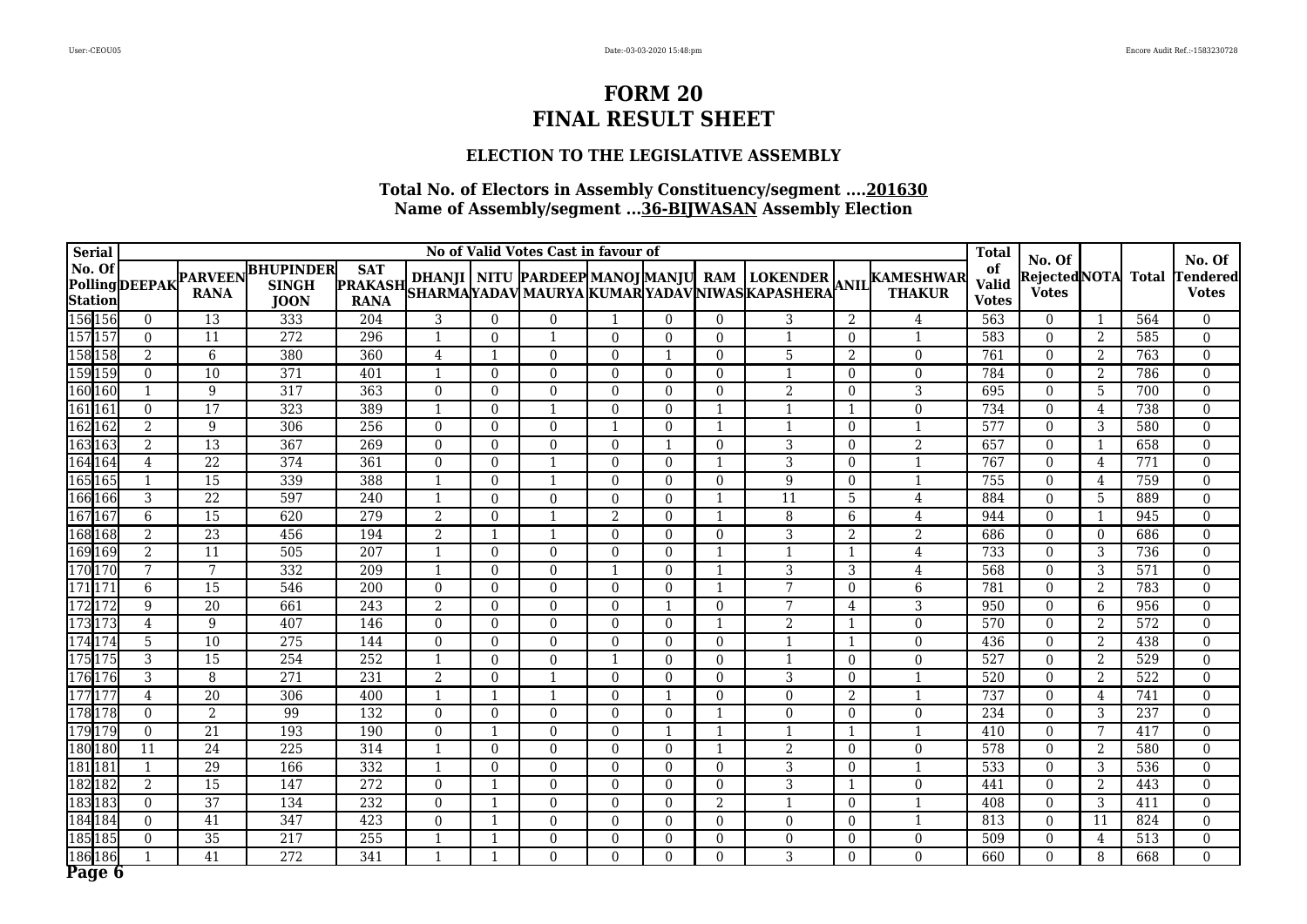# FORM 20
# FINAL RESULT SHEET

### ELECTION TO THE LEGISLATIVE ASSEMBLY

**Total No. of Electors in Assembly Constituency/segment ....201630**
**Name of Assembly/segment ...36-BIJWASAN Assembly Election**

| Serial No. Of Polling Station | | No of Valid Votes Cast in favour of | | | | | | | | | | | | | Total of Valid Votes | No. Of Rejected Votes | NOTA | Total | No. Of Tendered Votes |
|---|---|---|---|---|---|---|---|---|---|---|---|---|---|---|---|---|---|---|---|
| | | DEEPAK | PARVEEN RANA | BHUPINDER SINGH JOON | SAT PRAKASH RANA | DHANJI SHARMA | NITU YADAV | PARDEEP MAURYA | MANOJ KUMAR | MANJU YADAV | RAM NIWAS | LOKENDER KAPASHERA | ANIL | KAMESHWAR THAKUR | | | | | |
| 156 | 156 | 0 | 13 | 333 | 204 | 3 | 0 | 0 | 1 | 0 | 0 | 3 | 2 | 4 | 563 | 0 | 1 | 564 | 0 |
| 157 | 157 | 0 | 11 | 272 | 296 | 1 | 0 | 1 | 0 | 0 | 0 | 1 | 0 | 1 | 583 | 0 | 2 | 585 | 0 |
| 158 | 158 | 2 | 6 | 380 | 360 | 4 | 1 | 0 | 0 | 1 | 0 | 5 | 2 | 0 | 761 | 0 | 2 | 763 | 0 |
| 159 | 159 | 0 | 10 | 371 | 401 | 1 | 0 | 0 | 0 | 0 | 0 | 1 | 0 | 0 | 784 | 0 | 2 | 786 | 0 |
| 160 | 160 | 1 | 9 | 317 | 363 | 0 | 0 | 0 | 0 | 0 | 0 | 2 | 0 | 3 | 695 | 0 | 5 | 700 | 0 |
| 161 | 161 | 0 | 17 | 323 | 389 | 1 | 0 | 1 | 0 | 0 | 1 | 1 | 1 | 0 | 734 | 0 | 4 | 738 | 0 |
| 162 | 162 | 2 | 9 | 306 | 256 | 0 | 0 | 0 | 1 | 0 | 1 | 1 | 0 | 1 | 577 | 0 | 3 | 580 | 0 |
| 163 | 163 | 2 | 13 | 367 | 269 | 0 | 0 | 0 | 0 | 1 | 0 | 3 | 0 | 2 | 657 | 0 | 1 | 658 | 0 |
| 164 | 164 | 4 | 22 | 374 | 361 | 0 | 0 | 1 | 0 | 0 | 1 | 3 | 0 | 1 | 767 | 0 | 4 | 771 | 0 |
| 165 | 165 | 1 | 15 | 339 | 388 | 1 | 0 | 1 | 0 | 0 | 0 | 9 | 0 | 1 | 755 | 0 | 4 | 759 | 0 |
| 166 | 166 | 3 | 22 | 597 | 240 | 1 | 0 | 0 | 0 | 0 | 1 | 11 | 5 | 4 | 884 | 0 | 5 | 889 | 0 |
| 167 | 167 | 6 | 15 | 620 | 279 | 2 | 0 | 1 | 2 | 0 | 1 | 8 | 6 | 4 | 944 | 0 | 1 | 945 | 0 |
| 168 | 168 | 2 | 23 | 456 | 194 | 2 | 1 | 1 | 0 | 0 | 0 | 3 | 2 | 2 | 686 | 0 | 0 | 686 | 0 |
| 169 | 169 | 2 | 11 | 505 | 207 | 1 | 0 | 0 | 0 | 0 | 1 | 1 | 1 | 4 | 733 | 0 | 3 | 736 | 0 |
| 170 | 170 | 7 | 7 | 332 | 209 | 1 | 0 | 0 | 1 | 0 | 1 | 3 | 3 | 4 | 568 | 0 | 3 | 571 | 0 |
| 171 | 171 | 6 | 15 | 546 | 200 | 0 | 0 | 0 | 0 | 0 | 1 | 7 | 0 | 6 | 781 | 0 | 2 | 783 | 0 |
| 172 | 172 | 9 | 20 | 661 | 243 | 2 | 0 | 0 | 0 | 1 | 0 | 7 | 4 | 3 | 950 | 0 | 6 | 956 | 0 |
| 173 | 173 | 4 | 9 | 407 | 146 | 0 | 0 | 0 | 0 | 0 | 1 | 2 | 1 | 0 | 570 | 0 | 2 | 572 | 0 |
| 174 | 174 | 5 | 10 | 275 | 144 | 0 | 0 | 0 | 0 | 0 | 0 | 1 | 1 | 0 | 436 | 0 | 2 | 438 | 0 |
| 175 | 175 | 3 | 15 | 254 | 252 | 1 | 0 | 0 | 1 | 0 | 0 | 1 | 0 | 0 | 527 | 0 | 2 | 529 | 0 |
| 176 | 176 | 3 | 8 | 271 | 231 | 2 | 0 | 1 | 0 | 0 | 0 | 3 | 0 | 1 | 520 | 0 | 2 | 522 | 0 |
| 177 | 177 | 4 | 20 | 306 | 400 | 1 | 1 | 1 | 0 | 1 | 0 | 0 | 2 | 1 | 737 | 0 | 4 | 741 | 0 |
| 178 | 178 | 0 | 2 | 99 | 132 | 0 | 0 | 0 | 0 | 0 | 1 | 0 | 0 | 0 | 234 | 0 | 3 | 237 | 0 |
| 179 | 179 | 0 | 21 | 193 | 190 | 0 | 1 | 0 | 0 | 1 | 1 | 1 | 1 | 1 | 410 | 0 | 7 | 417 | 0 |
| 180 | 180 | 11 | 24 | 225 | 314 | 1 | 0 | 0 | 0 | 0 | 1 | 2 | 0 | 0 | 578 | 0 | 2 | 580 | 0 |
| 181 | 181 | 1 | 29 | 166 | 332 | 1 | 0 | 0 | 0 | 0 | 0 | 3 | 0 | 1 | 533 | 0 | 3 | 536 | 0 |
| 182 | 182 | 2 | 15 | 147 | 272 | 0 | 1 | 0 | 0 | 0 | 0 | 3 | 1 | 0 | 441 | 0 | 2 | 443 | 0 |
| 183 | 183 | 0 | 37 | 134 | 232 | 0 | 1 | 0 | 0 | 0 | 2 | 1 | 0 | 1 | 408 | 0 | 3 | 411 | 0 |
| 184 | 184 | 0 | 41 | 347 | 423 | 0 | 1 | 0 | 0 | 0 | 0 | 0 | 0 | 1 | 813 | 0 | 11 | 824 | 0 |
| 185 | 185 | 0 | 35 | 217 | 255 | 1 | 1 | 0 | 0 | 0 | 0 | 0 | 0 | 0 | 509 | 0 | 4 | 513 | 0 |
| 186 | 186 | 1 | 41 | 272 | 341 | 1 | 1 | 0 | 0 | 0 | 0 | 3 | 0 | 0 | 660 | 0 | 8 | 668 | 0 |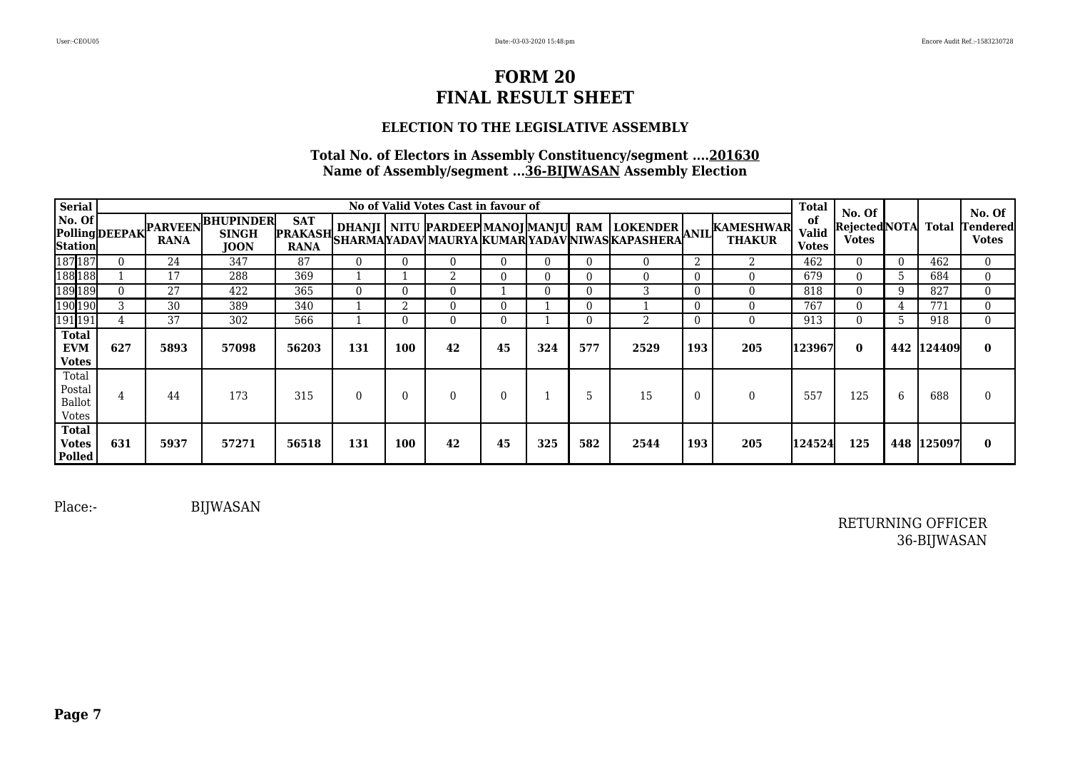# FORM 20
# FINAL RESULT SHEET

### ELECTION TO THE LEGISLATIVE ASSEMBLY

**Total No. of Electors in Assembly Constituency/segment ....201630**
**Name of Assembly/segment ...36-BIJWASAN Assembly Election**

| Serial No. Of Polling Station | | No of Valid Votes Cast in favour of | | | | | | | | | | | | | Total of Valid Votes | No. Of Rejected Votes | NOTA | Total | No. Of Tendered Votes |
|---|---|---|---|---|---|---|---|---|---|---|---|---|---|---|---|---|---|---|---|
| | | DEEPAK | PARVEEN RANA | BHUPINDER SINGH JOON | SAT PRAKASH RANA | DHANJI SHARMA | NITU YADAV | PARDEEP MAURYA | MANOJ KUMAR | MANJU YADAV | RAM NIWAS | LOKENDER KAPASHERA | ANIL | KAMESHWAR THAKUR | | | | | |
| 187 | 187 | 0 | 24 | 347 | 87 | 0 | 0 | 0 | 0 | 0 | 0 | 0 | 2 | 2 | 462 | 0 | 0 | 462 | 0 |
| 188 | 188 | 1 | 17 | 288 | 369 | 1 | 1 | 2 | 0 | 0 | 0 | 0 | 0 | 0 | 679 | 0 | 5 | 684 | 0 |
| 189 | 189 | 0 | 27 | 422 | 365 | 0 | 0 | 0 | 1 | 0 | 0 | 3 | 0 | 0 | 818 | 0 | 9 | 827 | 0 |
| 190 | 190 | 3 | 30 | 389 | 340 | 1 | 2 | 0 | 0 | 1 | 0 | 1 | 0 | 0 | 767 | 0 | 4 | 771 | 0 |
| 191 | 191 | 4 | 37 | 302 | 566 | 1 | 0 | 0 | 0 | 1 | 0 | 2 | 0 | 0 | 913 | 0 | 5 | 918 | 0 |
| **Total EVM Votes** | | **627** | **5893** | **57098** | **56203** | **131** | **100** | **42** | **45** | **324** | **577** | **2529** | **193** | **205** | **123967** | **0** | **442** | **124409** | **0** |
| Total Postal Ballot Votes | | 4 | 44 | 173 | 315 | 0 | 0 | 0 | 0 | 1 | 5 | 15 | 0 | 0 | 557 | 125 | 6 | 688 | 0 |
| **Total Votes Polled** | | **631** | **5937** | **57271** | **56518** | **131** | **100** | **42** | **45** | **325** | **582** | **2544** | **193** | **205** | **124524** | **125** | **448** | **125097** | **0** |

Place:- BIJWASAN

RETURNING OFFICER
36-BIJWASAN